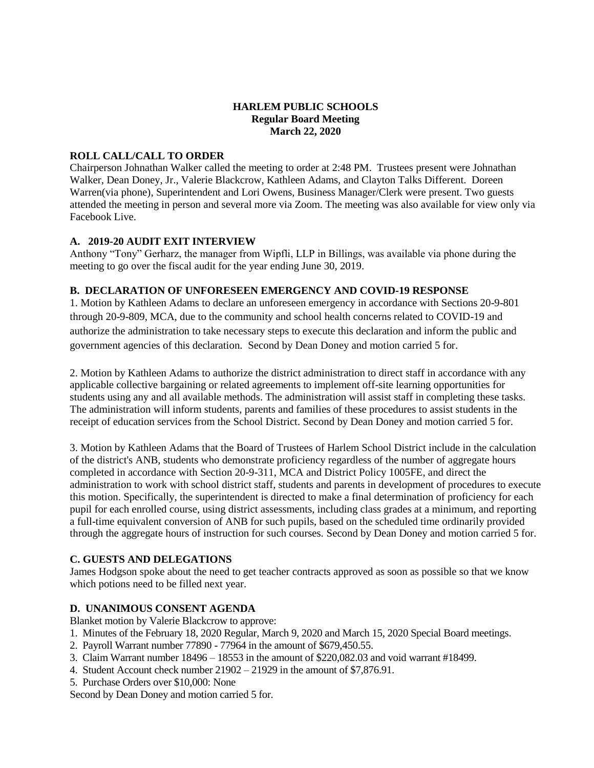# HARLEM PUBLIC SCHOOLS
## Regular Board Meeting
## March 22, 2020

### ROLL CALL/CALL TO ORDER

Chairperson Johnathan Walker called the meeting to order at 2:48 PM. Trustees present were Johnathan Walker, Dean Doney, Jr., Valerie Blackcrow, Kathleen Adams, and Clayton Talks Different. Doreen Warren(via phone), Superintendent and Lori Owens, Business Manager/Clerk were present. Two guests attended the meeting in person and several more via Zoom. The meeting was also available for view only via Facebook Live.

### A. 2019-20 AUDIT EXIT INTERVIEW

Anthony "Tony" Gerharz, the manager from Wipfli, LLP in Billings, was available via phone during the meeting to go over the fiscal audit for the year ending June 30, 2019.

### B. DECLARATION OF UNFORESEEN EMERGENCY AND COVID-19 RESPONSE

1. Motion by Kathleen Adams to declare an unforeseen emergency in accordance with Sections 20-9-801 through 20-9-809, MCA, due to the community and school health concerns related to COVID-19 and authorize the administration to take necessary steps to execute this declaration and inform the public and government agencies of this declaration. Second by Dean Doney and motion carried 5 for.

2. Motion by Kathleen Adams to authorize the district administration to direct staff in accordance with any applicable collective bargaining or related agreements to implement off-site learning opportunities for students using any and all available methods. The administration will assist staff in completing these tasks. The administration will inform students, parents and families of these procedures to assist students in the receipt of education services from the School District. Second by Dean Doney and motion carried 5 for.

3. Motion by Kathleen Adams that the Board of Trustees of Harlem School District include in the calculation of the district's ANB, students who demonstrate proficiency regardless of the number of aggregate hours completed in accordance with Section 20-9-311, MCA and District Policy 1005FE, and direct the administration to work with school district staff, students and parents in development of procedures to execute this motion. Specifically, the superintendent is directed to make a final determination of proficiency for each pupil for each enrolled course, using district assessments, including class grades at a minimum, and reporting a full-time equivalent conversion of ANB for such pupils, based on the scheduled time ordinarily provided through the aggregate hours of instruction for such courses. Second by Dean Doney and motion carried 5 for.

### C. GUESTS AND DELEGATIONS

James Hodgson spoke about the need to get teacher contracts approved as soon as possible so that we know which potions need to be filled next year.

### D. UNANIMOUS CONSENT AGENDA

Blanket motion by Valerie Blackcrow to approve:

1. Minutes of the February 18, 2020 Regular, March 9, 2020 and March 15, 2020 Special Board meetings.
2. Payroll Warrant number 77890 - 77964 in the amount of $679,450.55.
3. Claim Warrant number 18496 – 18553 in the amount of $220,082.03 and void warrant #18499.
4. Student Account check number 21902 – 21929 in the amount of $7,876.91.
5. Purchase Orders over $10,000: None

Second by Dean Doney and motion carried 5 for.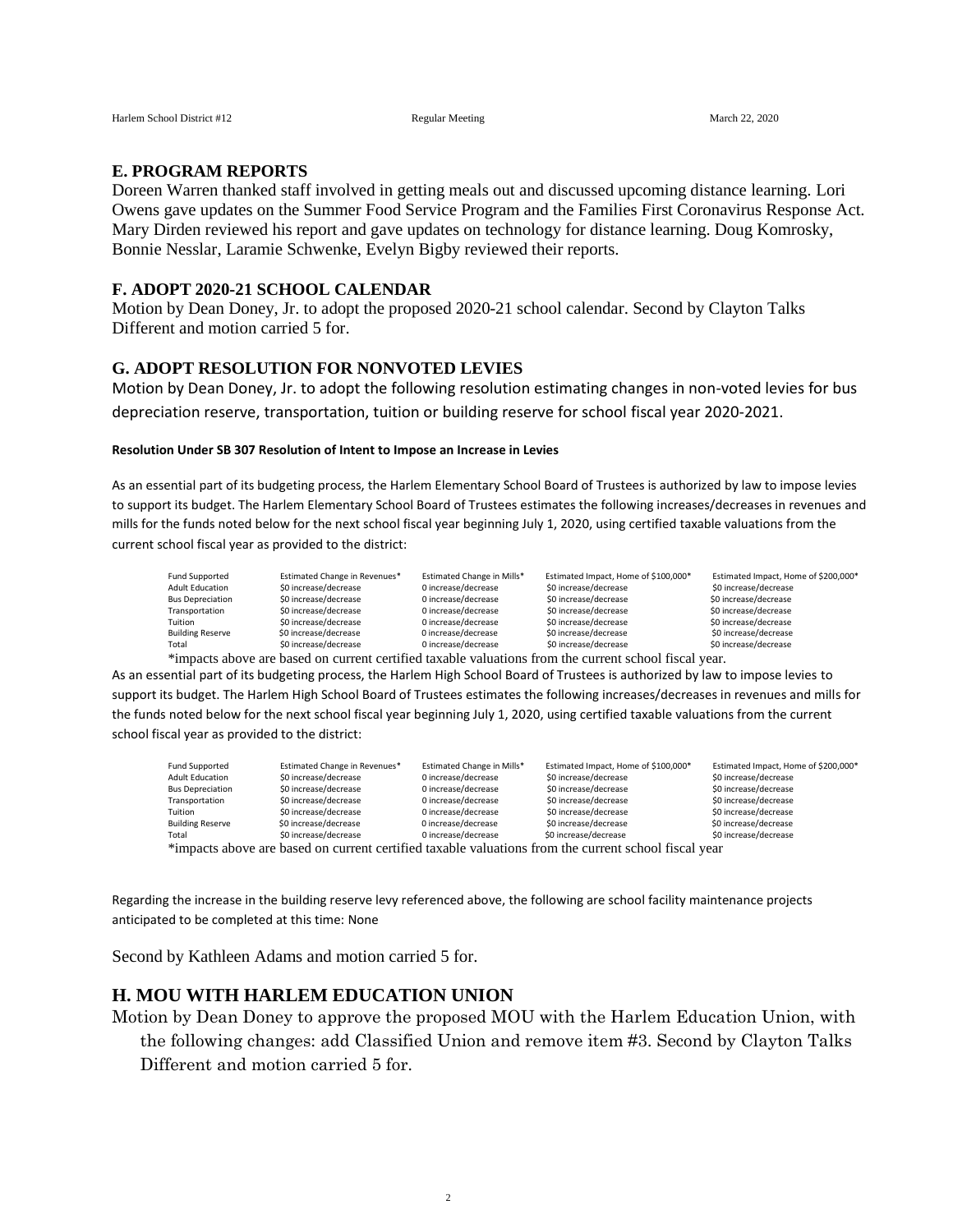## E. PROGRAM REPORTS

Doreen Warren thanked staff involved in getting meals out and discussed upcoming distance learning. Lori Owens gave updates on the Summer Food Service Program and the Families First Coronavirus Response Act. Mary Dirden reviewed his report and gave updates on technology for distance learning. Doug Komrosky, Bonnie Nesslar, Laramie Schwenke, Evelyn Bigby reviewed their reports.

## F. ADOPT 2020-21 SCHOOL CALENDAR

Motion by Dean Doney, Jr. to adopt the proposed 2020-21 school calendar. Second by Clayton Talks Different and motion carried 5 for.

## G. ADOPT RESOLUTION FOR NONVOTED LEVIES

Motion by Dean Doney, Jr. to adopt the following resolution estimating changes in non-voted levies for bus depreciation reserve, transportation, tuition or building reserve for school fiscal year 2020-2021.

**Resolution Under SB 307 Resolution of Intent to Impose an Increase in Levies**

As an essential part of its budgeting process, the Harlem Elementary School Board of Trustees is authorized by law to impose levies to support its budget. The Harlem Elementary School Board of Trustees estimates the following increases/decreases in revenues and mills for the funds noted below for the next school fiscal year beginning July 1, 2020, using certified taxable valuations from the current school fiscal year as provided to the district:

| Fund Supported | Estimated Change in Revenues* | Estimated Change in Mills* | Estimated Impact, Home of $100,000* | Estimated Impact, Home of $200,000* |
|---|---|---|---|---|
| Adult Education | $0 increase/decrease | 0 increase/decrease | $0 increase/decrease | $0 increase/decrease |
| Bus Depreciation | $0 increase/decrease | 0 increase/decrease | $0 increase/decrease | $0 increase/decrease |
| Transportation | $0 increase/decrease | 0 increase/decrease | $0 increase/decrease | $0 increase/decrease |
| Tuition | $0 increase/decrease | 0 increase/decrease | $0 increase/decrease | $0 increase/decrease |
| Building Reserve | $0 increase/decrease | 0 increase/decrease | $0 increase/decrease | $0 increase/decrease |
| Total | $0 increase/decrease | 0 increase/decrease | $0 increase/decrease | $0 increase/decrease |

*impacts above are based on current certified taxable valuations from the current school fiscal year.

As an essential part of its budgeting process, the Harlem High School Board of Trustees is authorized by law to impose levies to support its budget. The Harlem High School Board of Trustees estimates the following increases/decreases in revenues and mills for the funds noted below for the next school fiscal year beginning July 1, 2020, using certified taxable valuations from the current school fiscal year as provided to the district:

| Fund Supported | Estimated Change in Revenues* | Estimated Change in Mills* | Estimated Impact, Home of $100,000* | Estimated Impact, Home of $200,000* |
|---|---|---|---|---|
| Adult Education | $0 increase/decrease | 0 increase/decrease | $0 increase/decrease | $0 increase/decrease |
| Bus Depreciation | $0 increase/decrease | 0 increase/decrease | $0 increase/decrease | $0 increase/decrease |
| Transportation | $0 increase/decrease | 0 increase/decrease | $0 increase/decrease | $0 increase/decrease |
| Tuition | $0 increase/decrease | 0 increase/decrease | $0 increase/decrease | $0 increase/decrease |
| Building Reserve | $0 increase/decrease | 0 increase/decrease | $0 increase/decrease | $0 increase/decrease |
| Total | $0 increase/decrease | 0 increase/decrease | $0 increase/decrease | $0 increase/decrease |

*impacts above are based on current certified taxable valuations from the current school fiscal year

Regarding the increase in the building reserve levy referenced above, the following are school facility maintenance projects anticipated to be completed at this time: None

Second by Kathleen Adams and motion carried 5 for.

## H. MOU WITH HARLEM EDUCATION UNION

Motion by Dean Doney to approve the proposed MOU with the Harlem Education Union, with the following changes: add Classified Union and remove item #3. Second by Clayton Talks Different and motion carried 5 for.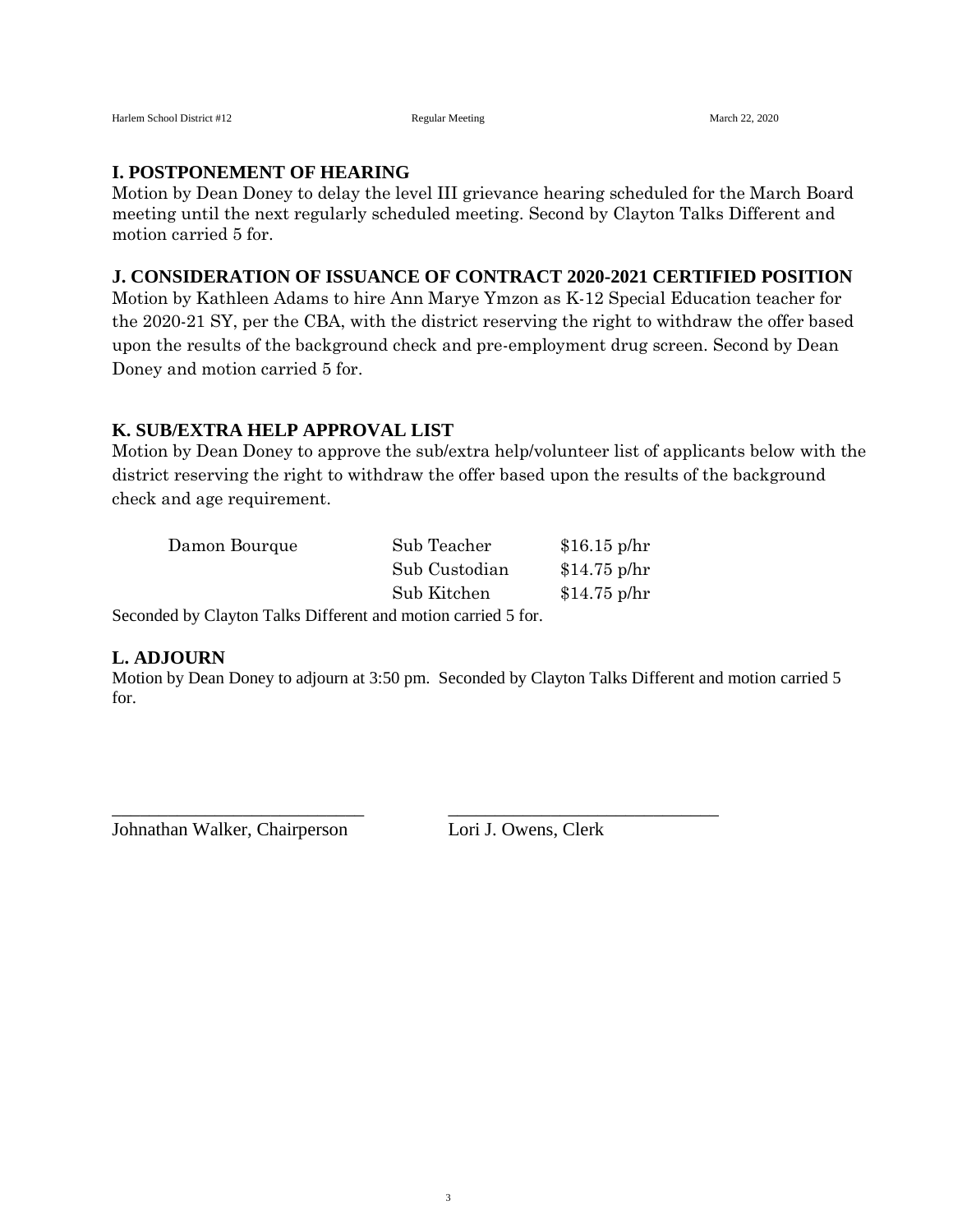## I. POSTPONEMENT OF HEARING

Motion by Dean Doney to delay the level III grievance hearing scheduled for the March Board meeting until the next regularly scheduled meeting. Second by Clayton Talks Different and motion carried 5 for.

## J. CONSIDERATION OF ISSUANCE OF CONTRACT 2020-2021 CERTIFIED POSITION

Motion by Kathleen Adams to hire Ann Marye Ymzon as K-12 Special Education teacher for the 2020-21 SY, per the CBA, with the district reserving the right to withdraw the offer based upon the results of the background check and pre-employment drug screen. Second by Dean Doney and motion carried 5 for.

## K. SUB/EXTRA HELP APPROVAL LIST

Motion by Dean Doney to approve the sub/extra help/volunteer list of applicants below with the district reserving the right to withdraw the offer based upon the results of the background check and age requirement.

| | | |
|---|---|---|
| Damon Bourque | Sub Teacher | $16.15 p/hr |
| | Sub Custodian | $14.75 p/hr |
| | Sub Kitchen | $14.75 p/hr |

Seconded by Clayton Talks Different and motion carried 5 for.

## L. ADJOURN

Motion by Dean Doney to adjourn at 3:50 pm. Seconded by Clayton Talks Different and motion carried 5 for.

\_\_\_\_\_\_\_\_\_\_\_\_\_\_\_\_\_\_\_\_\_\_\_\_\_\_\_\_ \_\_\_\_\_\_\_\_\_\_\_\_\_\_\_\_\_\_\_\_\_\_\_\_\_\_\_\_\_\_

Johnathan Walker, Chairperson Lori J. Owens, Clerk